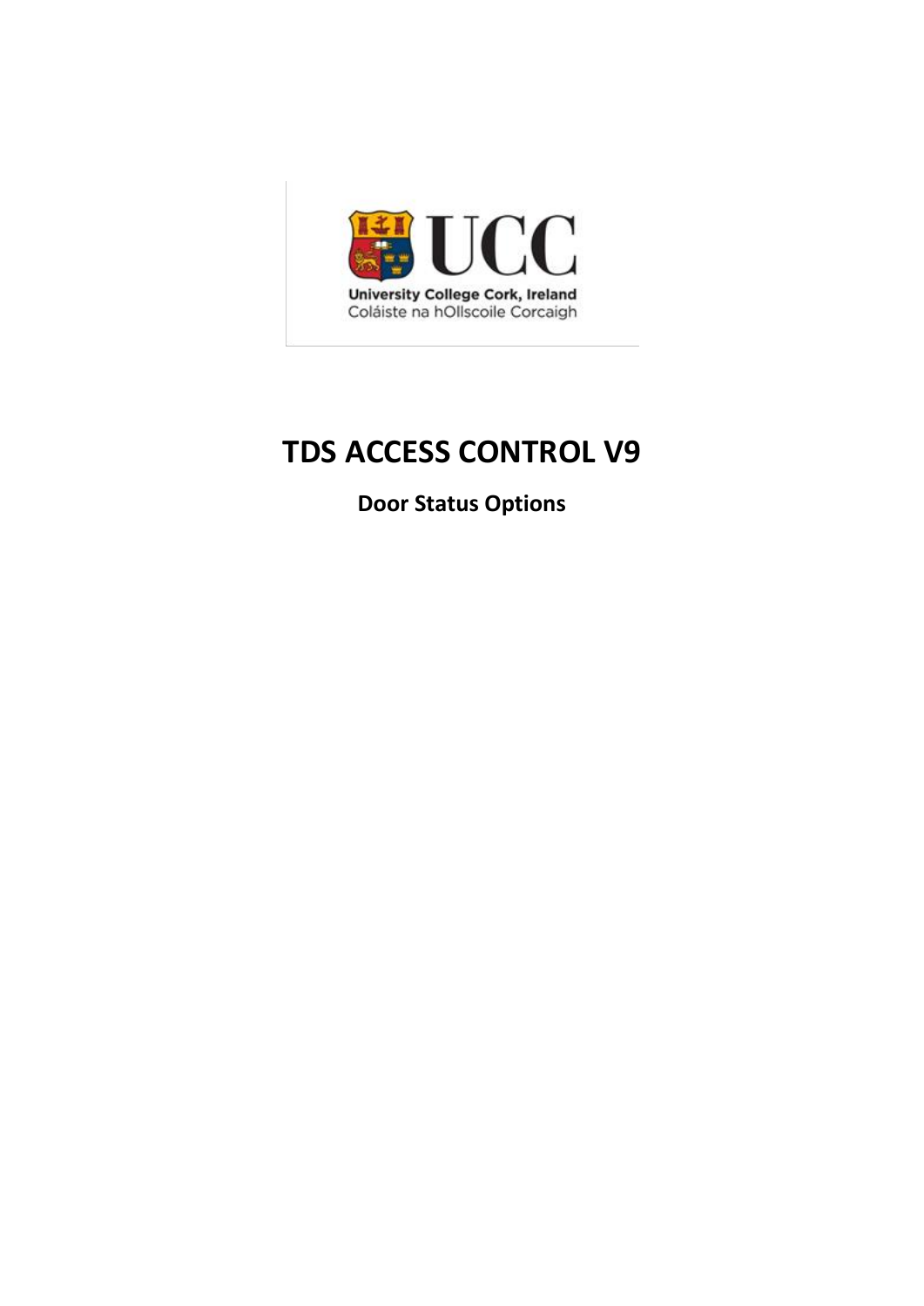UCC

University College Cork, Ireland
Coláiste na hOllscoile Corcaigh

# TDS ACCESS CONTROL V9

**Door Status Options**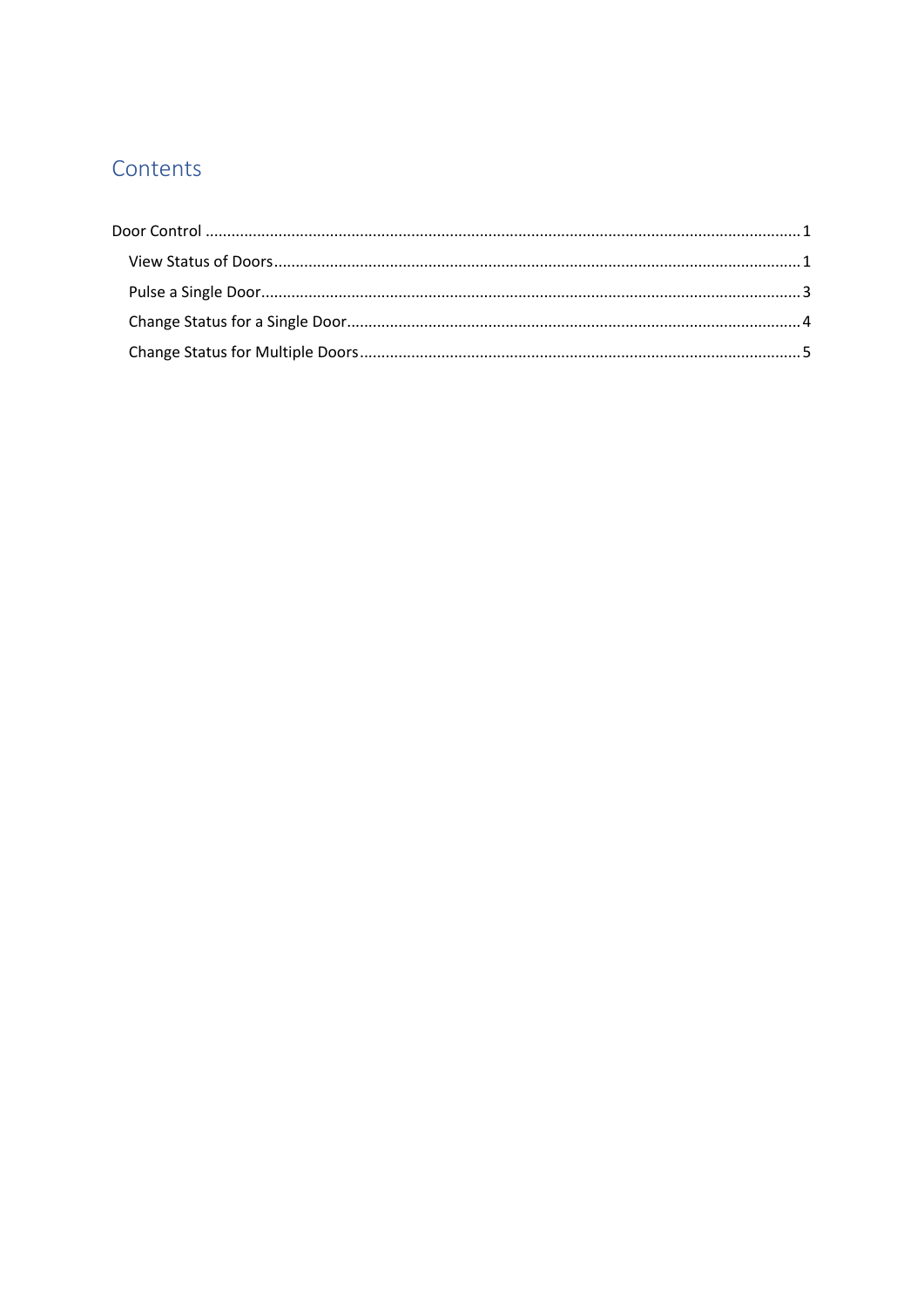# Contents

Door Control ........................................................................................................................................ 1

- View Status of Doors ......................................................................................................................... 1
- Pulse a Single Door ........................................................................................................................... 3
- Change Status for a Single Door ........................................................................................................ 4
- Change Status for Multiple Doors ..................................................................................................... 5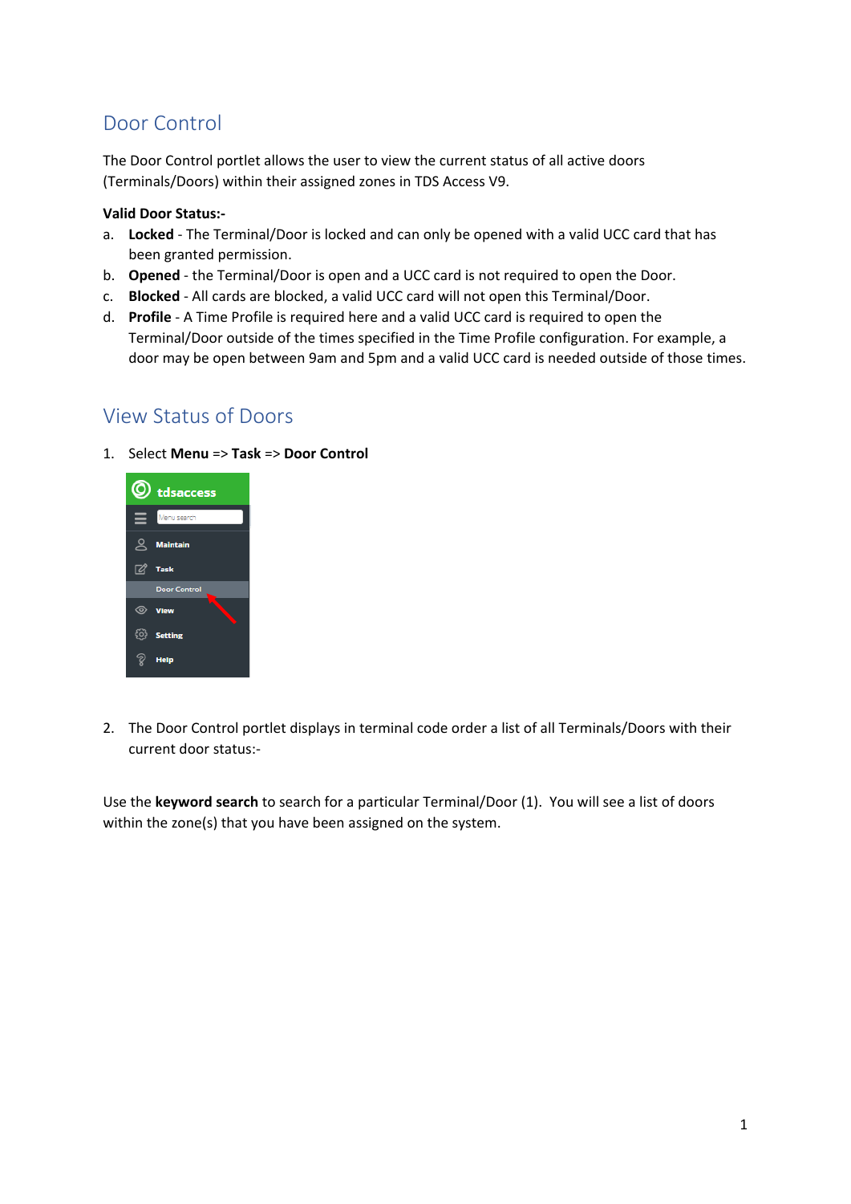# Door Control

The Door Control portlet allows the user to view the current status of all active doors (Terminals/Doors) within their assigned zones in TDS Access V9.

**Valid Door Status:-**

a. **Locked** - The Terminal/Door is locked and can only be opened with a valid UCC card that has been granted permission.
b. **Opened** - the Terminal/Door is open and a UCC card is not required to open the Door.
c. **Blocked** - All cards are blocked, a valid UCC card will not open this Terminal/Door.
d. **Profile** - A Time Profile is required here and a valid UCC card is required to open the Terminal/Door outside of the times specified in the Time Profile configuration. For example, a door may be open between 9am and 5pm and a valid UCC card is needed outside of those times.

# View Status of Doors

1. Select **Menu** => **Task** => **Door Control**

2. The Door Control portlet displays in terminal code order a list of all Terminals/Doors with their current door status:-

Use the **keyword search** to search for a particular Terminal/Door (1). You will see a list of doors within the zone(s) that you have been assigned on the system.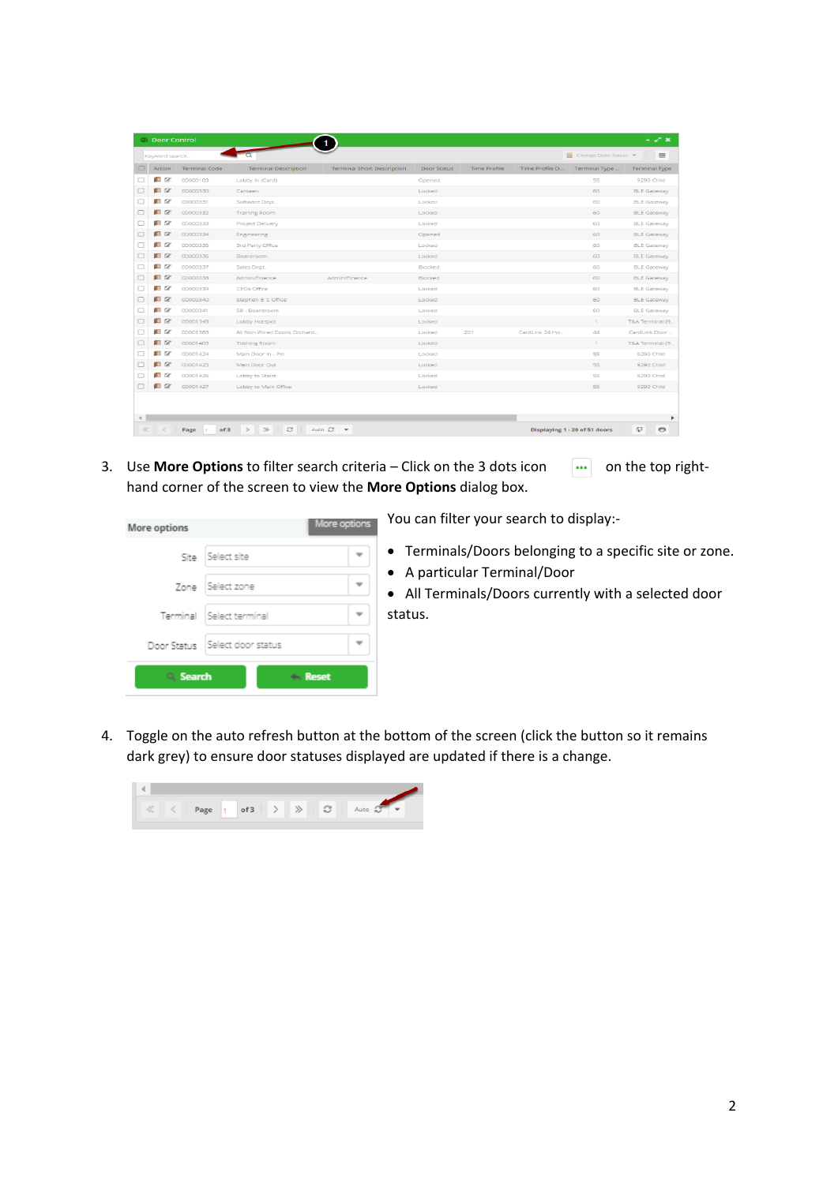3. Use **More Options** to filter search criteria – Click on the 3 dots icon on the top right-hand corner of the screen to view the **More Options** dialog box.

You can filter your search to display:-

- Terminals/Doors belonging to a specific site or zone.
- A particular Terminal/Door
- All Terminals/Doors currently with a selected door status.

4. Toggle on the auto refresh button at the bottom of the screen (click the button so it remains dark grey) to ensure door statuses displayed are updated if there is a change.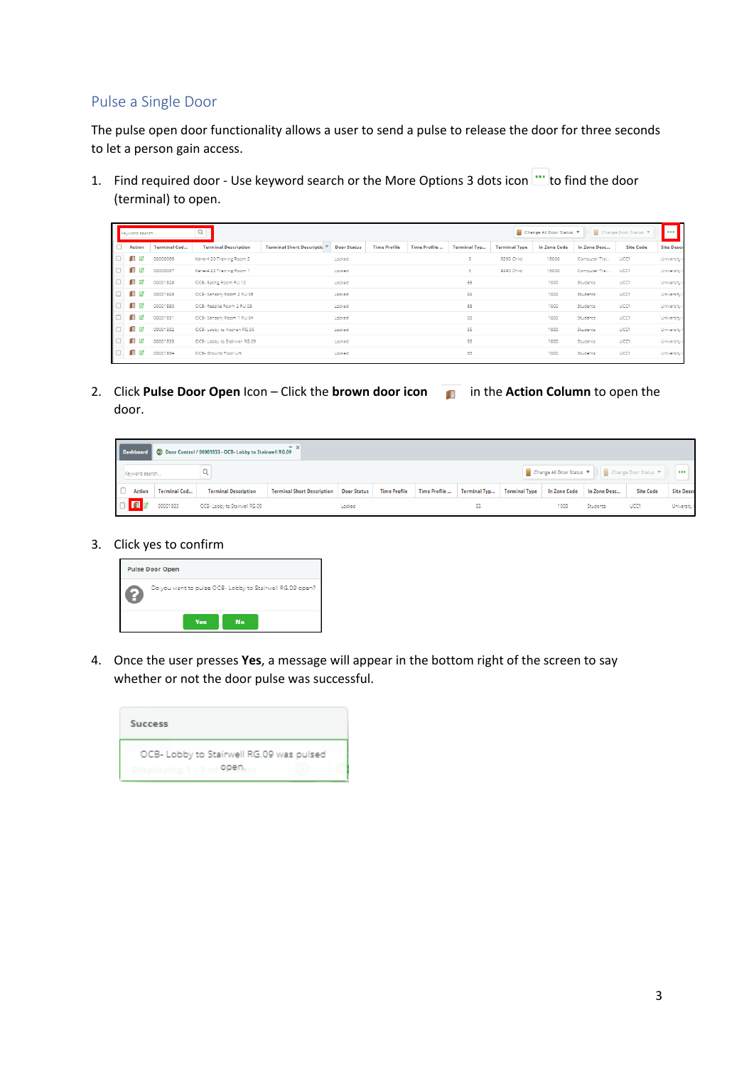## Pulse a Single Door

The pulse open door functionality allows a user to send a pulse to release the door for three seconds to let a person gain access.

1. Find required door - Use keyword search or the More Options 3 dots icon to find the door (terminal) to open.

2. Click **Pulse Door Open** Icon – Click the **brown door icon** in the **Action Column** to open the door.

3. Click yes to confirm

4. Once the user presses **Yes**, a message will appear in the bottom right of the screen to say whether or not the door pulse was successful.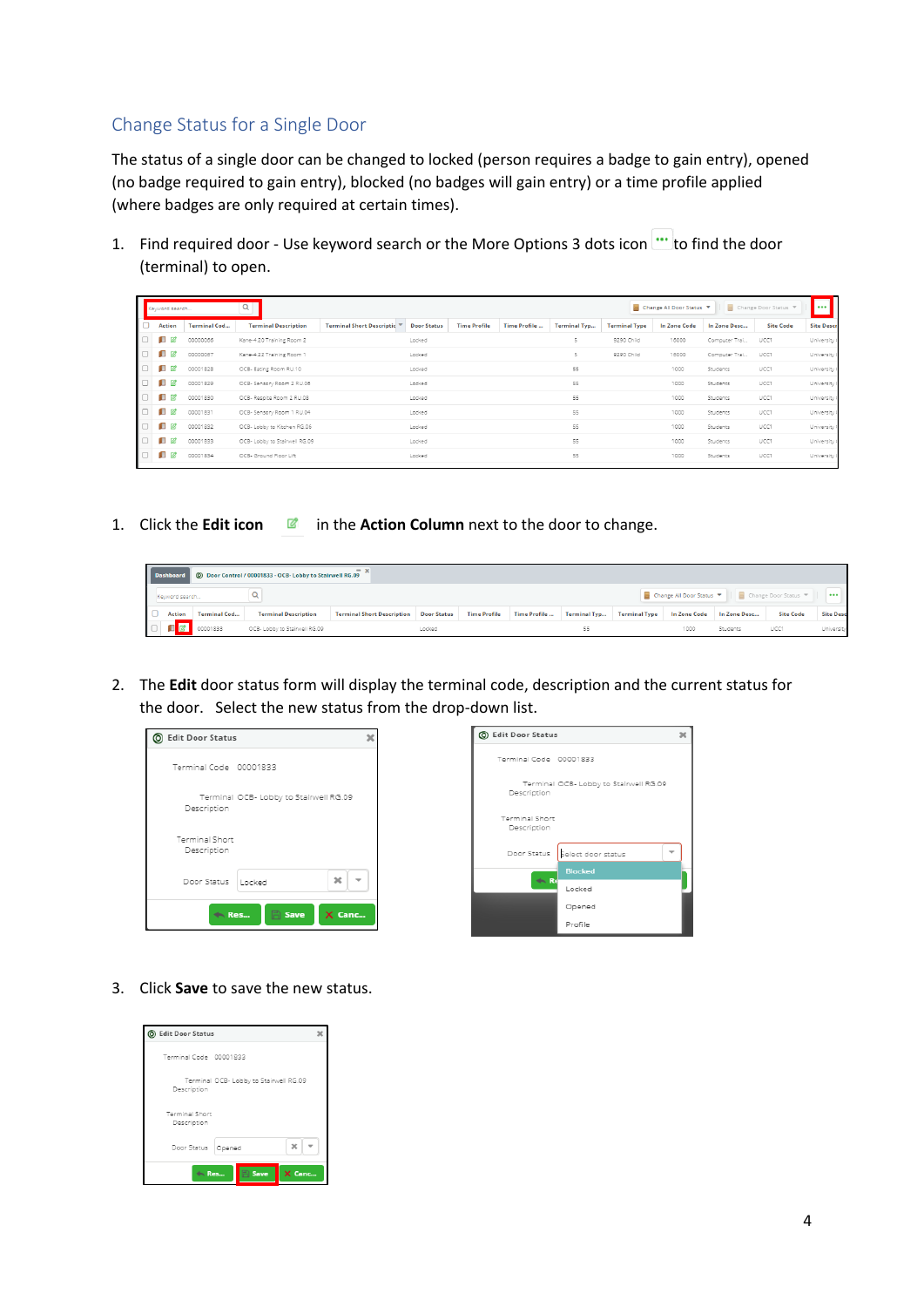## Change Status for a Single Door

The status of a single door can be changed to locked (person requires a badge to gain entry), opened (no badge required to gain entry), blocked (no badges will gain entry) or a time profile applied (where badges are only required at certain times).

1. Find required door - Use keyword search or the More Options 3 dots icon ••• to find the door (terminal) to open.

1. Click the **Edit icon** in the **Action Column** next to the door to change.

2. The **Edit** door status form will display the terminal code, description and the current status for the door. Select the new status from the drop-down list.

3. Click **Save** to save the new status.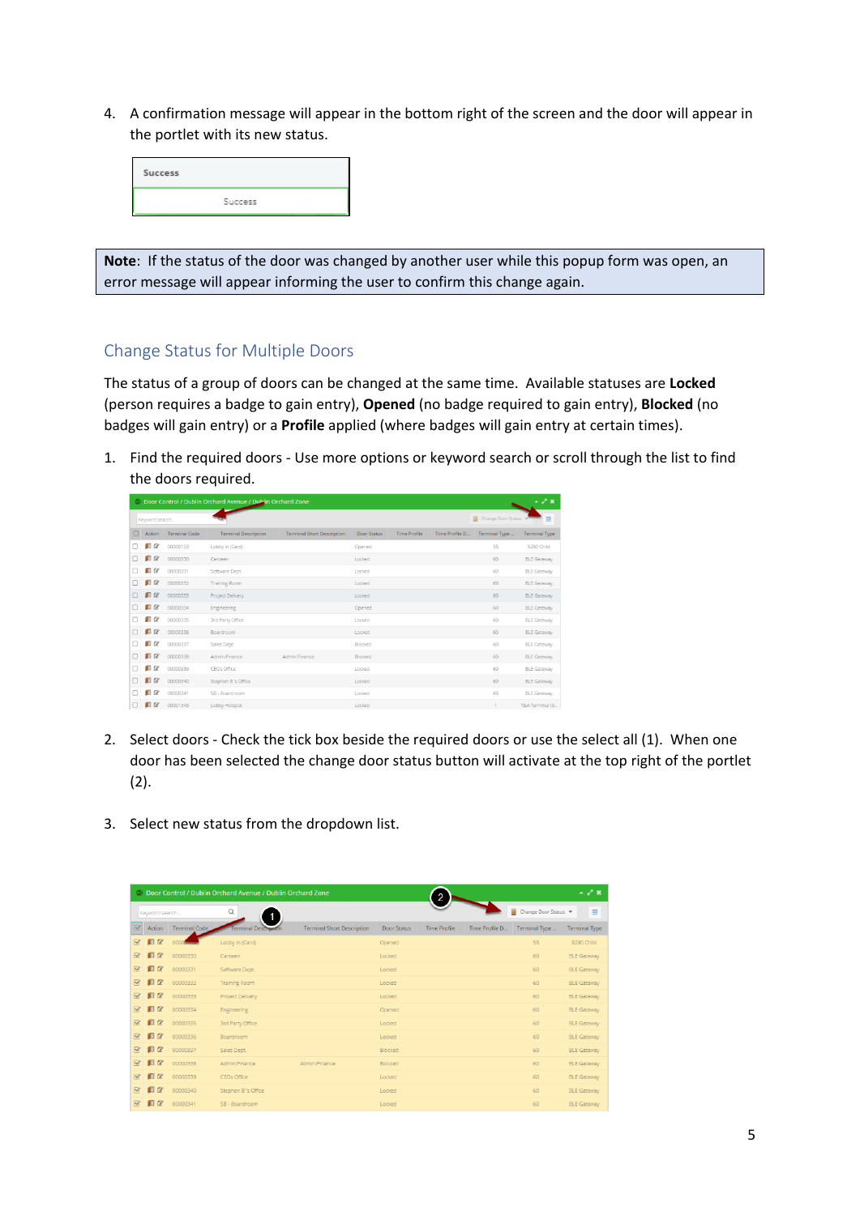4. A confirmation message will appear in the bottom right of the screen and the door will appear in the portlet with its new status.

**Note**: If the status of the door was changed by another user while this popup form was open, an error message will appear informing the user to confirm this change again.

## Change Status for Multiple Doors

The status of a group of doors can be changed at the same time. Available statuses are **Locked** (person requires a badge to gain entry), **Opened** (no badge required to gain entry), **Blocked** (no badges will gain entry) or a **Profile** applied (where badges will gain entry at certain times).

1. Find the required doors - Use more options or keyword search or scroll through the list to find the doors required.

2. Select doors - Check the tick box beside the required doors or use the select all (1). When one door has been selected the change door status button will activate at the top right of the portlet (2).

3. Select new status from the dropdown list.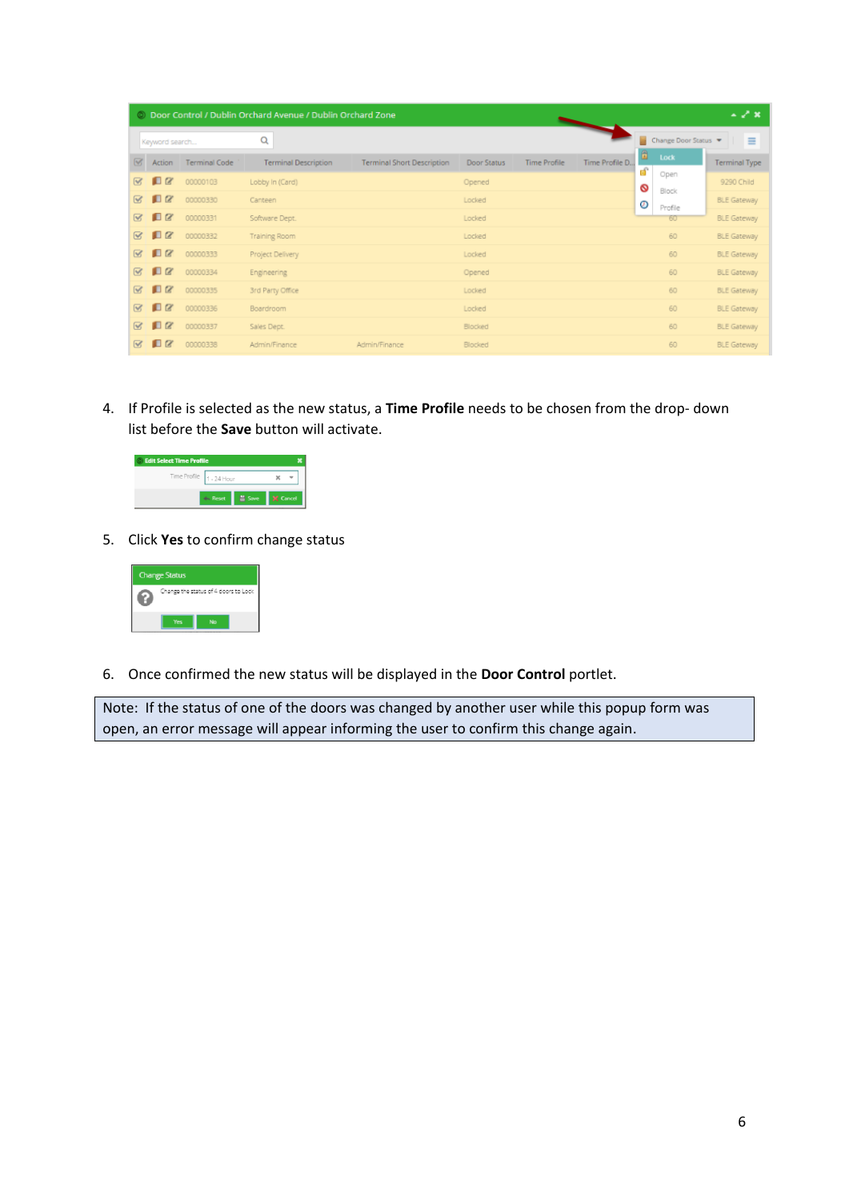4. If Profile is selected as the new status, a **Time Profile** needs to be chosen from the drop- down list before the **Save** button will activate.

5. Click **Yes** to confirm change status

6. Once confirmed the new status will be displayed in the **Door Control** portlet.

| |
|---|
| Note: If the status of one of the doors was changed by another user while this popup form was open, an error message will appear informing the user to confirm this change again. |